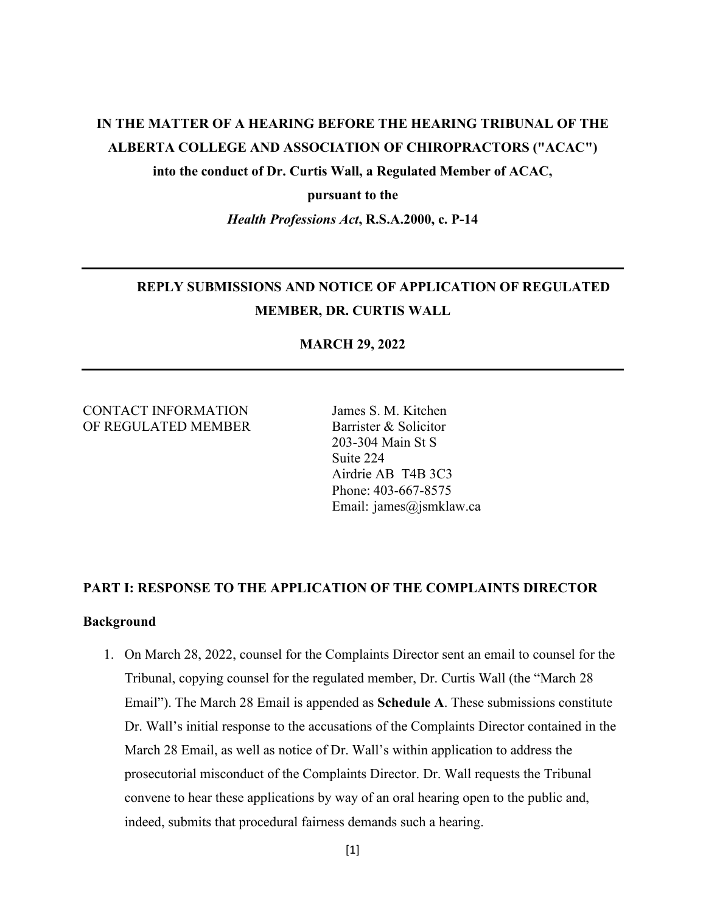**IN THE MATTER OF A HEARING BEFORE THE HEARING TRIBUNAL OF THE ALBERTA COLLEGE AND ASSOCIATION OF CHIROPRACTORS ("ACAC") into the conduct of Dr. Curtis Wall, a Regulated Member of ACAC, pursuant to the *Health Professions Act*, R.S.A.2000, c. P-14**

---

**REPLY SUBMISSIONS AND NOTICE OF APPLICATION OF REGULATED MEMBER, DR. CURTIS WALL**

**MARCH 29, 2022**

---

CONTACT INFORMATION OF REGULATED MEMBER

James S. M. Kitchen
Barrister & Solicitor
203-304 Main St S
Suite 224
Airdrie AB T4B 3C3
Phone: 403-667-8575
Email: james@jsmklaw.ca

## PART I: RESPONSE TO THE APPLICATION OF THE COMPLAINTS DIRECTOR

### Background

1. On March 28, 2022, counsel for the Complaints Director sent an email to counsel for the Tribunal, copying counsel for the regulated member, Dr. Curtis Wall (the "March 28 Email"). The March 28 Email is appended as **Schedule A**. These submissions constitute Dr. Wall's initial response to the accusations of the Complaints Director contained in the March 28 Email, as well as notice of Dr. Wall's within application to address the prosecutorial misconduct of the Complaints Director. Dr. Wall requests the Tribunal convene to hear these applications by way of an oral hearing open to the public and, indeed, submits that procedural fairness demands such a hearing.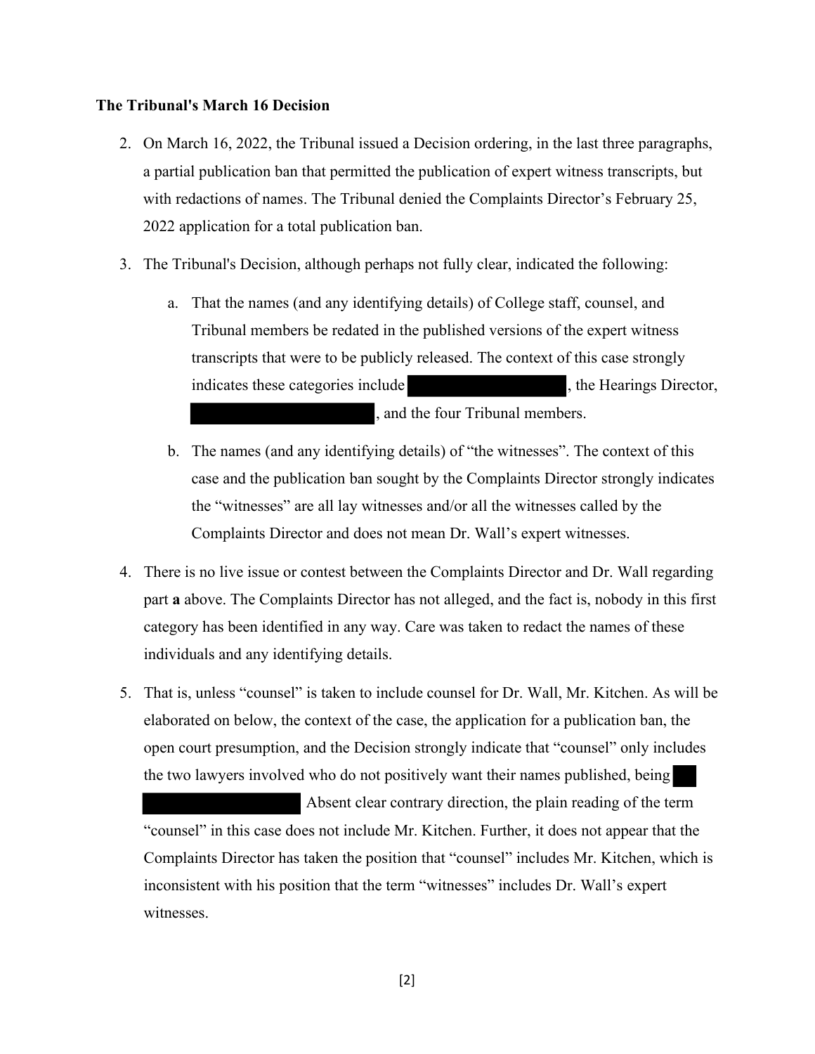**The Tribunal's March 16 Decision**

2. On March 16, 2022, the Tribunal issued a Decision ordering, in the last three paragraphs, a partial publication ban that permitted the publication of expert witness transcripts, but with redactions of names. The Tribunal denied the Complaints Director's February 25, 2022 application for a total publication ban.

3. The Tribunal's Decision, although perhaps not fully clear, indicated the following:

   a. That the names (and any identifying details) of College staff, counsel, and Tribunal members be redated in the published versions of the expert witness transcripts that were to be publicly released. The context of this case strongly indicates these categories include [REDACTED], the Hearings Director, [REDACTED], and the four Tribunal members.

   b. The names (and any identifying details) of "the witnesses". The context of this case and the publication ban sought by the Complaints Director strongly indicates the "witnesses" are all lay witnesses and/or all the witnesses called by the Complaints Director and does not mean Dr. Wall's expert witnesses.

4. There is no live issue or contest between the Complaints Director and Dr. Wall regarding part **a** above. The Complaints Director has not alleged, and the fact is, nobody in this first category has been identified in any way. Care was taken to redact the names of these individuals and any identifying details.

5. That is, unless "counsel" is taken to include counsel for Dr. Wall, Mr. Kitchen. As will be elaborated on below, the context of the case, the application for a publication ban, the open court presumption, and the Decision strongly indicate that "counsel" only includes the two lawyers involved who do not positively want their names published, being [REDACTED] Absent clear contrary direction, the plain reading of the term "counsel" in this case does not include Mr. Kitchen. Further, it does not appear that the Complaints Director has taken the position that "counsel" includes Mr. Kitchen, which is inconsistent with his position that the term "witnesses" includes Dr. Wall's expert witnesses.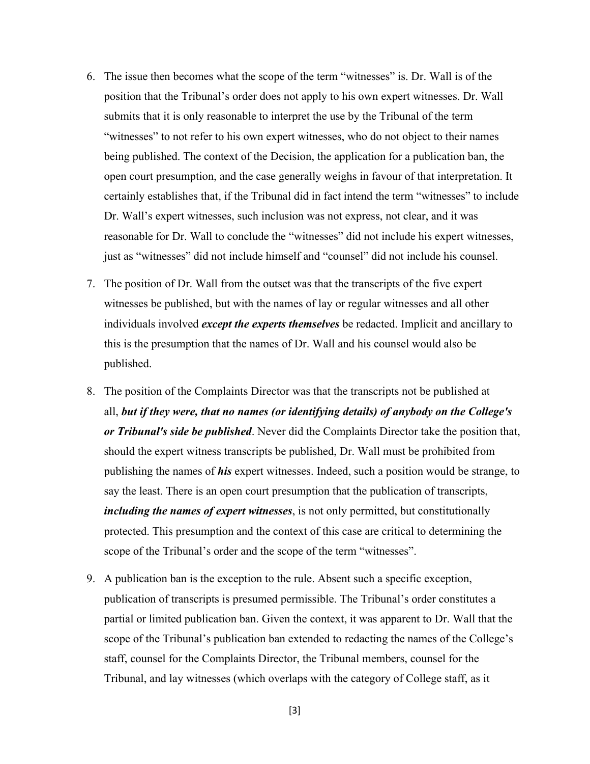6. The issue then becomes what the scope of the term "witnesses" is. Dr. Wall is of the position that the Tribunal's order does not apply to his own expert witnesses. Dr. Wall submits that it is only reasonable to interpret the use by the Tribunal of the term "witnesses" to not refer to his own expert witnesses, who do not object to their names being published. The context of the Decision, the application for a publication ban, the open court presumption, and the case generally weighs in favour of that interpretation. It certainly establishes that, if the Tribunal did in fact intend the term "witnesses" to include Dr. Wall's expert witnesses, such inclusion was not express, not clear, and it was reasonable for Dr. Wall to conclude the "witnesses" did not include his expert witnesses, just as "witnesses" did not include himself and "counsel" did not include his counsel.

7. The position of Dr. Wall from the outset was that the transcripts of the five expert witnesses be published, but with the names of lay or regular witnesses and all other individuals involved ***except the experts themselves*** be redacted. Implicit and ancillary to this is the presumption that the names of Dr. Wall and his counsel would also be published.

8. The position of the Complaints Director was that the transcripts not be published at all, ***but if they were, that no names (or identifying details) of anybody on the College's or Tribunal's side be published***. Never did the Complaints Director take the position that, should the expert witness transcripts be published, Dr. Wall must be prohibited from publishing the names of ***his*** expert witnesses. Indeed, such a position would be strange, to say the least. There is an open court presumption that the publication of transcripts, ***including the names of expert witnesses***, is not only permitted, but constitutionally protected. This presumption and the context of this case are critical to determining the scope of the Tribunal's order and the scope of the term "witnesses".

9. A publication ban is the exception to the rule. Absent such a specific exception, publication of transcripts is presumed permissible. The Tribunal's order constitutes a partial or limited publication ban. Given the context, it was apparent to Dr. Wall that the scope of the Tribunal's publication ban extended to redacting the names of the College's staff, counsel for the Complaints Director, the Tribunal members, counsel for the Tribunal, and lay witnesses (which overlaps with the category of College staff, as it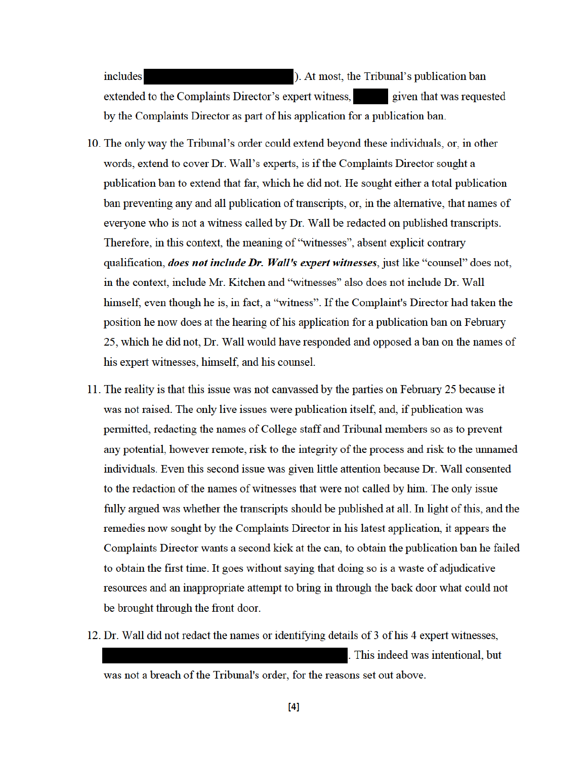includes ███████████████). At most, the Tribunal's publication ban extended to the Complaints Director's expert witness, ████ given that was requested by the Complaints Director as part of his application for a publication ban.

10. The only way the Tribunal's order could extend beyond these individuals, or, in other words, extend to cover Dr. Wall's experts, is if the Complaints Director sought a publication ban to extend that far, which he did not. He sought either a total publication ban preventing any and all publication of transcripts, or, in the alternative, that names of everyone who is not a witness called by Dr. Wall be redacted on published transcripts. Therefore, in this context, the meaning of "witnesses", absent explicit contrary qualification, ***does not include Dr. Wall's expert witnesses***, just like "counsel" does not, in the context, include Mr. Kitchen and "witnesses" also does not include Dr. Wall himself, even though he is, in fact, a "witness". If the Complaint's Director had taken the position he now does at the hearing of his application for a publication ban on February 25, which he did not, Dr. Wall would have responded and opposed a ban on the names of his expert witnesses, himself, and his counsel.

11. The reality is that this issue was not canvassed by the parties on February 25 because it was not raised. The only live issues were publication itself, and, if publication was permitted, redacting the names of College staff and Tribunal members so as to prevent any potential, however remote, risk to the integrity of the process and risk to the unnamed individuals. Even this second issue was given little attention because Dr. Wall consented to the redaction of the names of witnesses that were not called by him. The only issue fully argued was whether the transcripts should be published at all. In light of this, and the remedies now sought by the Complaints Director in his latest application, it appears the Complaints Director wants a second kick at the can, to obtain the publication ban he failed to obtain the first time. It goes without saying that doing so is a waste of adjudicative resources and an inappropriate attempt to bring in through the back door what could not be brought through the front door.

12. Dr. Wall did not redact the names or identifying details of 3 of his 4 expert witnesses, ██████████████████████. This indeed was intentional, but was not a breach of the Tribunal's order, for the reasons set out above.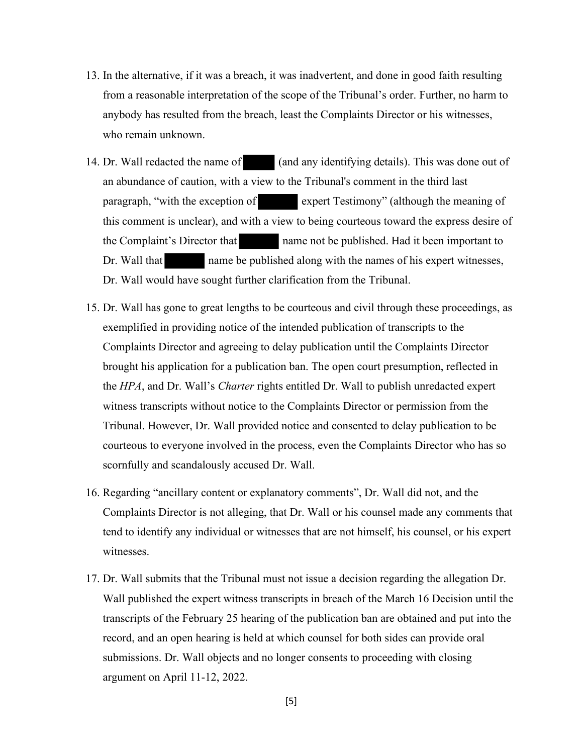13. In the alternative, if it was a breach, it was inadvertent, and done in good faith resulting from a reasonable interpretation of the scope of the Tribunal's order. Further, no harm to anybody has resulted from the breach, least the Complaints Director or his witnesses, who remain unknown.

14. Dr. Wall redacted the name of ██████ (and any identifying details). This was done out of an abundance of caution, with a view to the Tribunal's comment in the third last paragraph, "with the exception of ██████ expert Testimony" (although the meaning of this comment is unclear), and with a view to being courteous toward the express desire of the Complaint's Director that ██████ name not be published. Had it been important to Dr. Wall that ██████ name be published along with the names of his expert witnesses, Dr. Wall would have sought further clarification from the Tribunal.

15. Dr. Wall has gone to great lengths to be courteous and civil through these proceedings, as exemplified in providing notice of the intended publication of transcripts to the Complaints Director and agreeing to delay publication until the Complaints Director brought his application for a publication ban. The open court presumption, reflected in the *HPA*, and Dr. Wall's *Charter* rights entitled Dr. Wall to publish unredacted expert witness transcripts without notice to the Complaints Director or permission from the Tribunal. However, Dr. Wall provided notice and consented to delay publication to be courteous to everyone involved in the process, even the Complaints Director who has so scornfully and scandalously accused Dr. Wall.

16. Regarding "ancillary content or explanatory comments", Dr. Wall did not, and the Complaints Director is not alleging, that Dr. Wall or his counsel made any comments that tend to identify any individual or witnesses that are not himself, his counsel, or his expert witnesses.

17. Dr. Wall submits that the Tribunal must not issue a decision regarding the allegation Dr. Wall published the expert witness transcripts in breach of the March 16 Decision until the transcripts of the February 25 hearing of the publication ban are obtained and put into the record, and an open hearing is held at which counsel for both sides can provide oral submissions. Dr. Wall objects and no longer consents to proceeding with closing argument on April 11-12, 2022.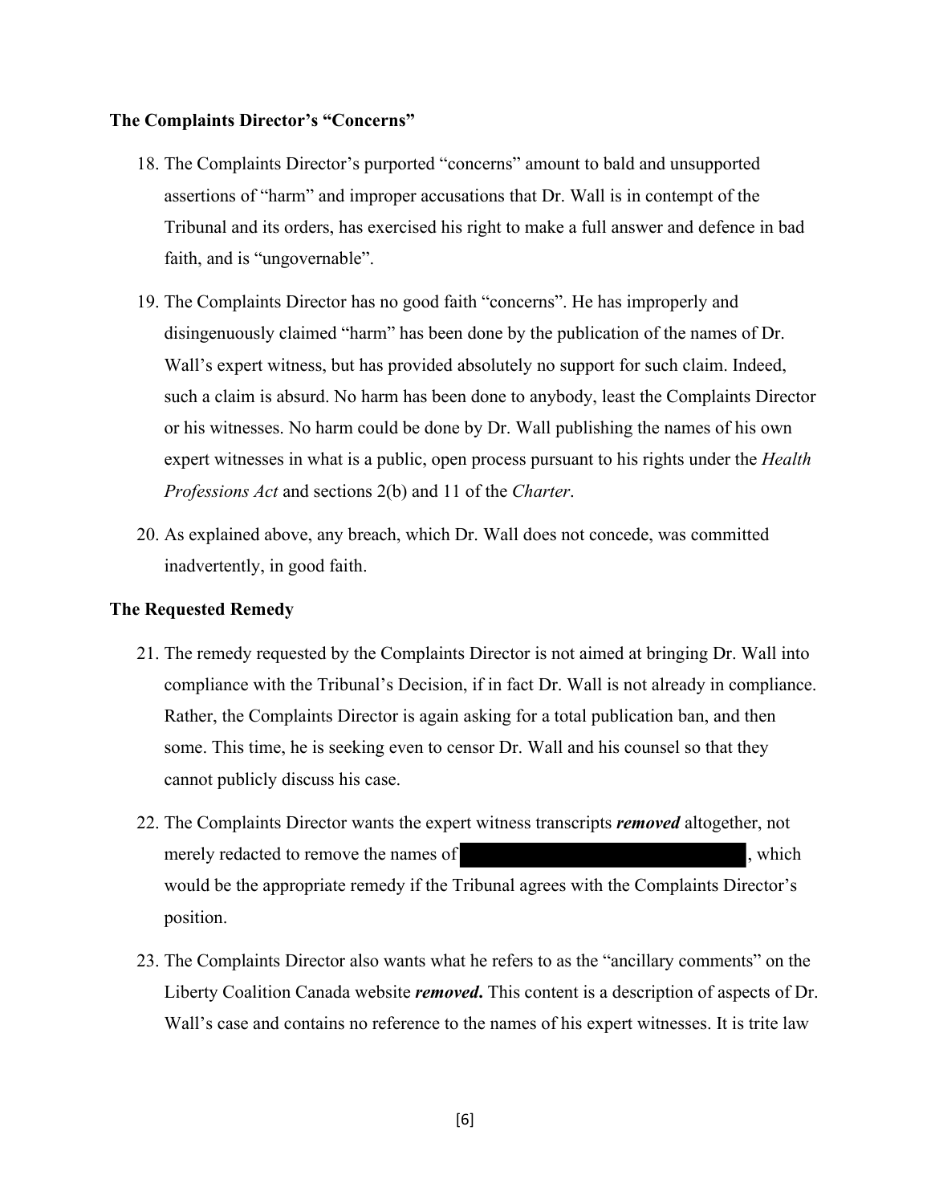### The Complaints Director's "Concerns"

18. The Complaints Director's purported "concerns" amount to bald and unsupported assertions of "harm" and improper accusations that Dr. Wall is in contempt of the Tribunal and its orders, has exercised his right to make a full answer and defence in bad faith, and is "ungovernable".

19. The Complaints Director has no good faith "concerns". He has improperly and disingenuously claimed "harm" has been done by the publication of the names of Dr. Wall's expert witness, but has provided absolutely no support for such claim. Indeed, such a claim is absurd. No harm has been done to anybody, least the Complaints Director or his witnesses. No harm could be done by Dr. Wall publishing the names of his own expert witnesses in what is a public, open process pursuant to his rights under the *Health Professions Act* and sections 2(b) and 11 of the *Charter*.

20. As explained above, any breach, which Dr. Wall does not concede, was committed inadvertently, in good faith.

### The Requested Remedy

21. The remedy requested by the Complaints Director is not aimed at bringing Dr. Wall into compliance with the Tribunal's Decision, if in fact Dr. Wall is not already in compliance. Rather, the Complaints Director is again asking for a total publication ban, and then some. This time, he is seeking even to censor Dr. Wall and his counsel so that they cannot publicly discuss his case.

22. The Complaints Director wants the expert witness transcripts ***removed*** altogether, not merely redacted to remove the names of [REDACTED], which would be the appropriate remedy if the Tribunal agrees with the Complaints Director's position.

23. The Complaints Director also wants what he refers to as the "ancillary comments" on the Liberty Coalition Canada website ***removed*.** This content is a description of aspects of Dr. Wall's case and contains no reference to the names of his expert witnesses. It is trite law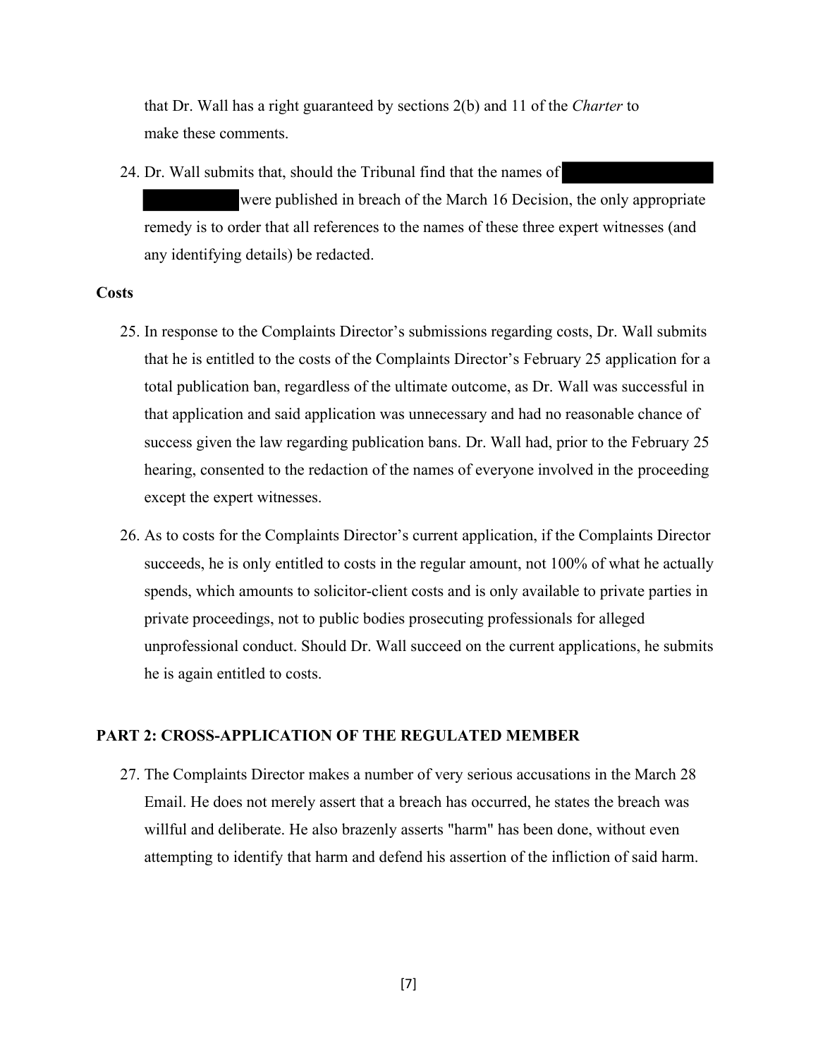that Dr. Wall has a right guaranteed by sections 2(b) and 11 of the *Charter* to make these comments.

24. Dr. Wall submits that, should the Tribunal find that the names of [REDACTED] were published in breach of the March 16 Decision, the only appropriate remedy is to order that all references to the names of these three expert witnesses (and any identifying details) be redacted.

**Costs**

25. In response to the Complaints Director's submissions regarding costs, Dr. Wall submits that he is entitled to the costs of the Complaints Director's February 25 application for a total publication ban, regardless of the ultimate outcome, as Dr. Wall was successful in that application and said application was unnecessary and had no reasonable chance of success given the law regarding publication bans. Dr. Wall had, prior to the February 25 hearing, consented to the redaction of the names of everyone involved in the proceeding except the expert witnesses.

26. As to costs for the Complaints Director's current application, if the Complaints Director succeeds, he is only entitled to costs in the regular amount, not 100% of what he actually spends, which amounts to solicitor-client costs and is only available to private parties in private proceedings, not to public bodies prosecuting professionals for alleged unprofessional conduct. Should Dr. Wall succeed on the current applications, he submits he is again entitled to costs.

## PART 2: CROSS-APPLICATION OF THE REGULATED MEMBER

27. The Complaints Director makes a number of very serious accusations in the March 28 Email. He does not merely assert that a breach has occurred, he states the breach was willful and deliberate. He also brazenly asserts "harm" has been done, without even attempting to identify that harm and defend his assertion of the infliction of said harm.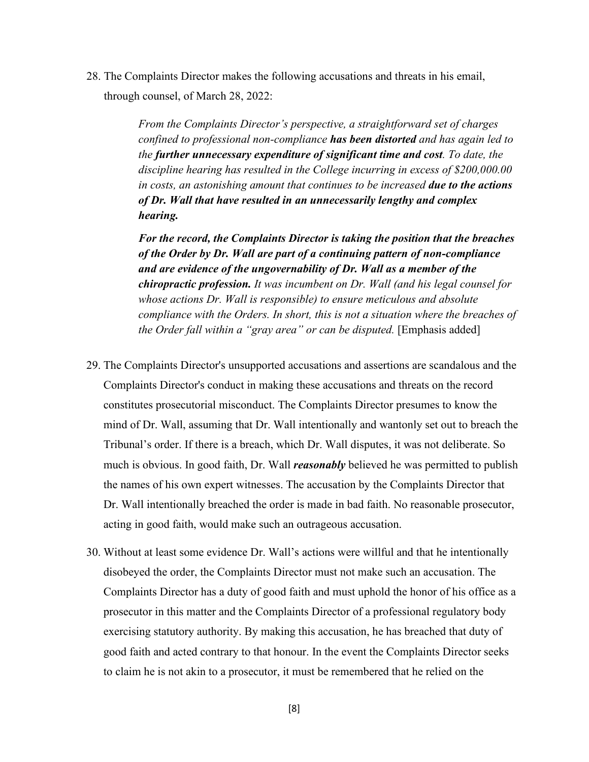28. The Complaints Director makes the following accusations and threats in his email, through counsel, of March 28, 2022:

> *From the Complaints Director's perspective, a straightforward set of charges confined to professional non-compliance* ***has been distorted*** *and has again led to the* ***further unnecessary expenditure of significant time and cost****. To date, the discipline hearing has resulted in the College incurring in excess of $200,000.00 in costs, an astonishing amount that continues to be increased* ***due to the actions of Dr. Wall that have resulted in an unnecessarily lengthy and complex hearing.***
>
> ***For the record, the Complaints Director is taking the position that the breaches of the Order by Dr. Wall are part of a continuing pattern of non-compliance and are evidence of the ungovernability of Dr. Wall as a member of the chiropractic profession.*** *It was incumbent on Dr. Wall (and his legal counsel for whose actions Dr. Wall is responsible) to ensure meticulous and absolute compliance with the Orders. In short, this is not a situation where the breaches of the Order fall within a "gray area" or can be disputed.* [Emphasis added]

29. The Complaints Director's unsupported accusations and assertions are scandalous and the Complaints Director's conduct in making these accusations and threats on the record constitutes prosecutorial misconduct. The Complaints Director presumes to know the mind of Dr. Wall, assuming that Dr. Wall intentionally and wantonly set out to breach the Tribunal's order. If there is a breach, which Dr. Wall disputes, it was not deliberate. So much is obvious. In good faith, Dr. Wall ***reasonably*** believed he was permitted to publish the names of his own expert witnesses. The accusation by the Complaints Director that Dr. Wall intentionally breached the order is made in bad faith. No reasonable prosecutor, acting in good faith, would make such an outrageous accusation.

30. Without at least some evidence Dr. Wall's actions were willful and that he intentionally disobeyed the order, the Complaints Director must not make such an accusation. The Complaints Director has a duty of good faith and must uphold the honor of his office as a prosecutor in this matter and the Complaints Director of a professional regulatory body exercising statutory authority. By making this accusation, he has breached that duty of good faith and acted contrary to that honour. In the event the Complaints Director seeks to claim he is not akin to a prosecutor, it must be remembered that he relied on the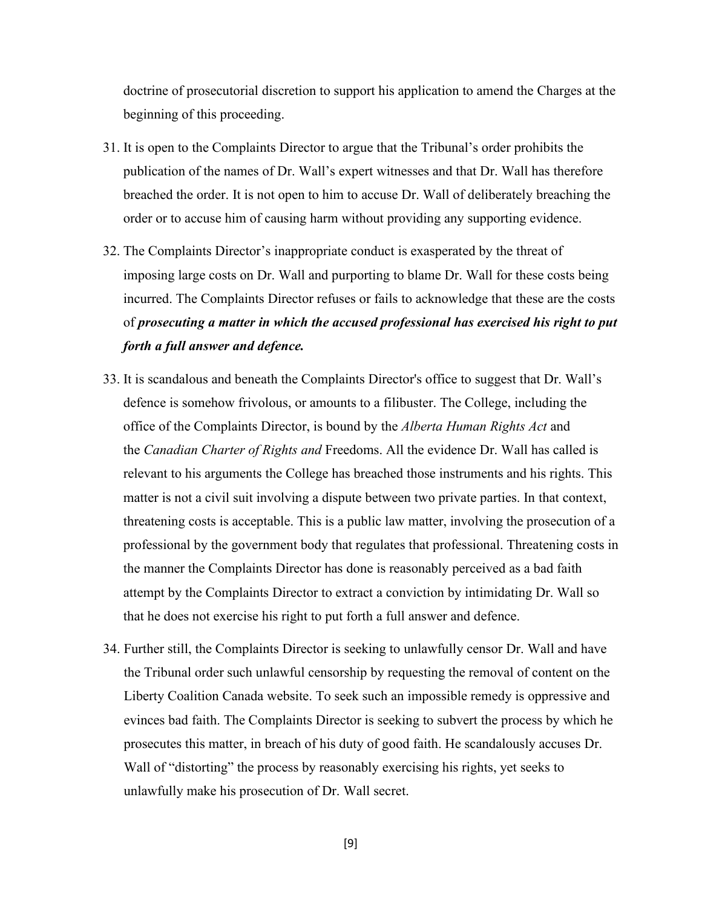doctrine of prosecutorial discretion to support his application to amend the Charges at the beginning of this proceeding.

31. It is open to the Complaints Director to argue that the Tribunal's order prohibits the publication of the names of Dr. Wall's expert witnesses and that Dr. Wall has therefore breached the order. It is not open to him to accuse Dr. Wall of deliberately breaching the order or to accuse him of causing harm without providing any supporting evidence.

32. The Complaints Director's inappropriate conduct is exasperated by the threat of imposing large costs on Dr. Wall and purporting to blame Dr. Wall for these costs being incurred. The Complaints Director refuses or fails to acknowledge that these are the costs of ***prosecuting a matter in which the accused professional has exercised his right to put forth a full answer and defence.***

33. It is scandalous and beneath the Complaints Director's office to suggest that Dr. Wall's defence is somehow frivolous, or amounts to a filibuster. The College, including the office of the Complaints Director, is bound by the *Alberta Human Rights Act* and the *Canadian Charter of Rights and* Freedoms. All the evidence Dr. Wall has called is relevant to his arguments the College has breached those instruments and his rights. This matter is not a civil suit involving a dispute between two private parties. In that context, threatening costs is acceptable. This is a public law matter, involving the prosecution of a professional by the government body that regulates that professional. Threatening costs in the manner the Complaints Director has done is reasonably perceived as a bad faith attempt by the Complaints Director to extract a conviction by intimidating Dr. Wall so that he does not exercise his right to put forth a full answer and defence.

34. Further still, the Complaints Director is seeking to unlawfully censor Dr. Wall and have the Tribunal order such unlawful censorship by requesting the removal of content on the Liberty Coalition Canada website. To seek such an impossible remedy is oppressive and evinces bad faith. The Complaints Director is seeking to subvert the process by which he prosecutes this matter, in breach of his duty of good faith. He scandalously accuses Dr. Wall of "distorting" the process by reasonably exercising his rights, yet seeks to unlawfully make his prosecution of Dr. Wall secret.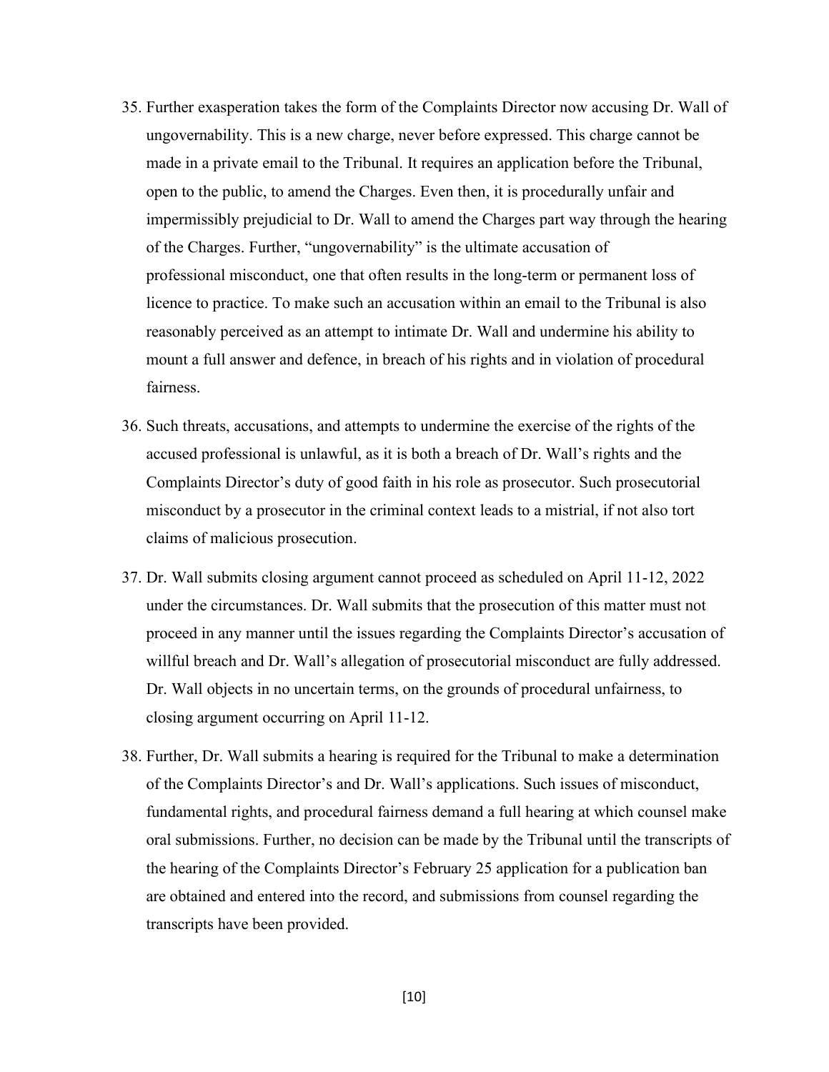35. Further exasperation takes the form of the Complaints Director now accusing Dr. Wall of ungovernability. This is a new charge, never before expressed. This charge cannot be made in a private email to the Tribunal. It requires an application before the Tribunal, open to the public, to amend the Charges. Even then, it is procedurally unfair and impermissibly prejudicial to Dr. Wall to amend the Charges part way through the hearing of the Charges. Further, "ungovernability" is the ultimate accusation of professional misconduct, one that often results in the long-term or permanent loss of licence to practice. To make such an accusation within an email to the Tribunal is also reasonably perceived as an attempt to intimate Dr. Wall and undermine his ability to mount a full answer and defence, in breach of his rights and in violation of procedural fairness.

36. Such threats, accusations, and attempts to undermine the exercise of the rights of the accused professional is unlawful, as it is both a breach of Dr. Wall's rights and the Complaints Director's duty of good faith in his role as prosecutor. Such prosecutorial misconduct by a prosecutor in the criminal context leads to a mistrial, if not also tort claims of malicious prosecution.

37. Dr. Wall submits closing argument cannot proceed as scheduled on April 11-12, 2022 under the circumstances. Dr. Wall submits that the prosecution of this matter must not proceed in any manner until the issues regarding the Complaints Director's accusation of willful breach and Dr. Wall's allegation of prosecutorial misconduct are fully addressed. Dr. Wall objects in no uncertain terms, on the grounds of procedural unfairness, to closing argument occurring on April 11-12.

38. Further, Dr. Wall submits a hearing is required for the Tribunal to make a determination of the Complaints Director's and Dr. Wall's applications. Such issues of misconduct, fundamental rights, and procedural fairness demand a full hearing at which counsel make oral submissions. Further, no decision can be made by the Tribunal until the transcripts of the hearing of the Complaints Director's February 25 application for a publication ban are obtained and entered into the record, and submissions from counsel regarding the transcripts have been provided.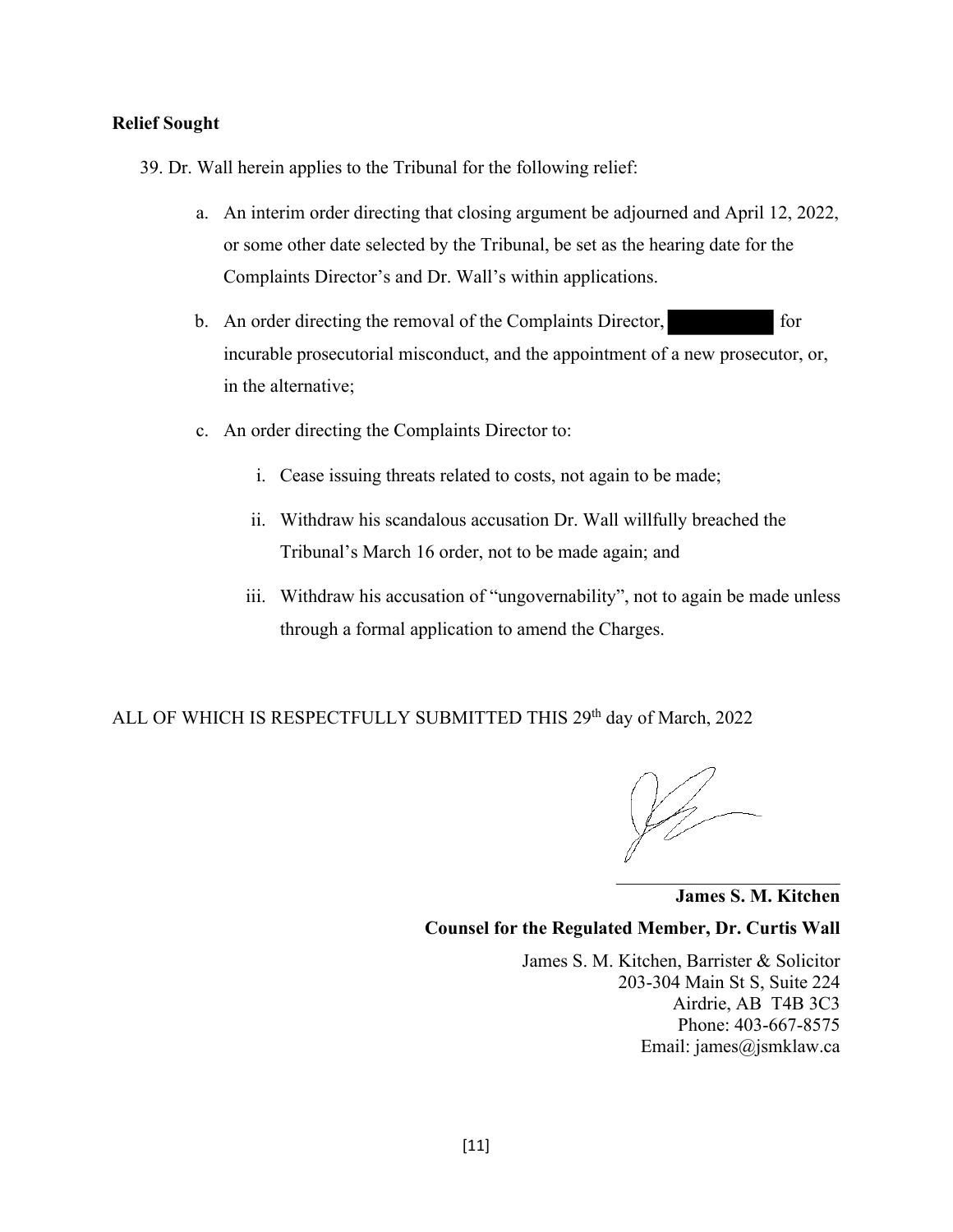**Relief Sought**

39. Dr. Wall herein applies to the Tribunal for the following relief:

   a. An interim order directing that closing argument be adjourned and April 12, 2022, or some other date selected by the Tribunal, be set as the hearing date for the Complaints Director's and Dr. Wall's within applications.

   b. An order directing the removal of the Complaints Director, [REDACTED] for incurable prosecutorial misconduct, and the appointment of a new prosecutor, or, in the alternative;

   c. An order directing the Complaints Director to:

      i. Cease issuing threats related to costs, not again to be made;

      ii. Withdraw his scandalous accusation Dr. Wall willfully breached the Tribunal's March 16 order, not to be made again; and

      iii. Withdraw his accusation of "ungovernability", not to again be made unless through a formal application to amend the Charges.

ALL OF WHICH IS RESPECTFULLY SUBMITTED THIS 29th day of March, 2022

**James S. M. Kitchen**

**Counsel for the Regulated Member, Dr. Curtis Wall**

James S. M. Kitchen, Barrister & Solicitor
203-304 Main St S, Suite 224
Airdrie, AB T4B 3C3
Phone: 403-667-8575
Email: james@jsmklaw.ca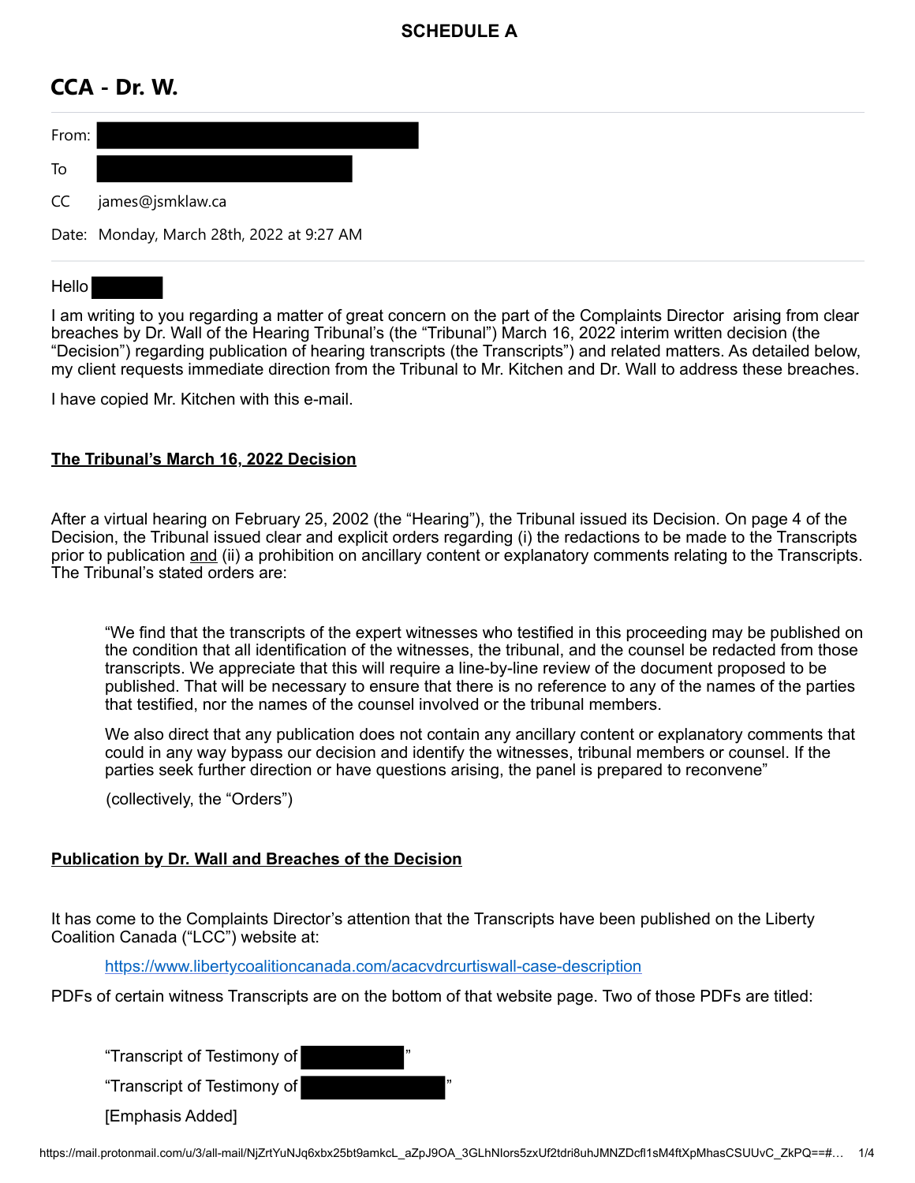**SCHEDULE A**

# CCA - Dr. W.

From: [REDACTED]

To [REDACTED]

CC james@jsmklaw.ca

Date: Monday, March 28th, 2022 at 9:27 AM

---

Hello [REDACTED]

I am writing to you regarding a matter of great concern on the part of the Complaints Director arising from clear breaches by Dr. Wall of the Hearing Tribunal's (the "Tribunal") March 16, 2022 interim written decision (the "Decision") regarding publication of hearing transcripts (the Transcripts") and related matters. As detailed below, my client requests immediate direction from the Tribunal to Mr. Kitchen and Dr. Wall to address these breaches.

I have copied Mr. Kitchen with this e-mail.

**The Tribunal's March 16, 2022 Decision**

After a virtual hearing on February 25, 2002 (the "Hearing"), the Tribunal issued its Decision. On page 4 of the Decision, the Tribunal issued clear and explicit orders regarding (i) the redactions to be made to the Transcripts prior to publication and (ii) a prohibition on ancillary content or explanatory comments relating to the Transcripts. The Tribunal's stated orders are:

> "We find that the transcripts of the expert witnesses who testified in this proceeding may be published on the condition that all identification of the witnesses, the tribunal, and the counsel be redacted from those transcripts. We appreciate that this will require a line-by-line review of the document proposed to be published. That will be necessary to ensure that there is no reference to any of the names of the parties that testified, nor the names of the counsel involved or the tribunal members.
>
> We also direct that any publication does not contain any ancillary content or explanatory comments that could in any way bypass our decision and identify the witnesses, tribunal members or counsel. If the parties seek further direction or have questions arising, the panel is prepared to reconvene"
>
> (collectively, the "Orders")

**Publication by Dr. Wall and Breaches of the Decision**

It has come to the Complaints Director's attention that the Transcripts have been published on the Liberty Coalition Canada ("LCC") website at:

> https://www.libertycoalitioncanada.com/acacvdrcurtiswall-case-description

PDFs of certain witness Transcripts are on the bottom of that website page. Two of those PDFs are titled:

> "Transcript of Testimony of [REDACTED]"
>
> "Transcript of Testimony of [REDACTED]"
>
> [Emphasis Added]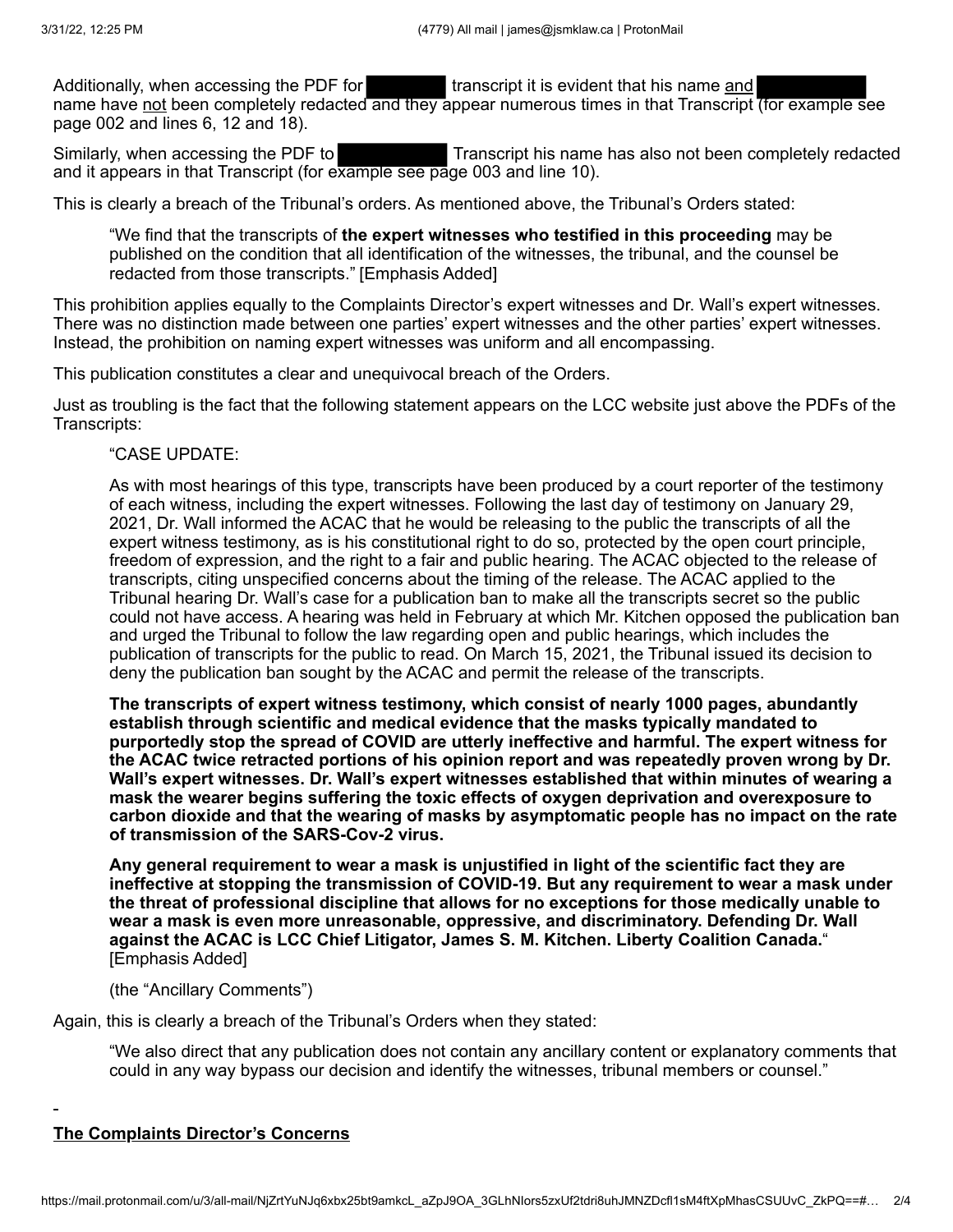Additionally, when accessing the PDF for [redacted] transcript it is evident that his name and [redacted] name have not been completely redacted and they appear numerous times in that Transcript (for example see page 002 and lines 6, 12 and 18).

Similarly, when accessing the PDF to [redacted] Transcript his name has also not been completely redacted and it appears in that Transcript (for example see page 003 and line 10).

This is clearly a breach of the Tribunal's orders. As mentioned above, the Tribunal's Orders stated:

> "We find that the transcripts of **the expert witnesses who testified in this proceeding** may be published on the condition that all identification of the witnesses, the tribunal, and the counsel be redacted from those transcripts." [Emphasis Added]

This prohibition applies equally to the Complaints Director's expert witnesses and Dr. Wall's expert witnesses. There was no distinction made between one parties' expert witnesses and the other parties' expert witnesses. Instead, the prohibition on naming expert witnesses was uniform and all encompassing.

This publication constitutes a clear and unequivocal breach of the Orders.

Just as troubling is the fact that the following statement appears on the LCC website just above the PDFs of the Transcripts:

> "CASE UPDATE:
>
> As with most hearings of this type, transcripts have been produced by a court reporter of the testimony of each witness, including the expert witnesses. Following the last day of testimony on January 29, 2021, Dr. Wall informed the ACAC that he would be releasing to the public the transcripts of all the expert witness testimony, as is his constitutional right to do so, protected by the open court principle, freedom of expression, and the right to a fair and public hearing. The ACAC objected to the release of transcripts, citing unspecified concerns about the timing of the release. The ACAC applied to the Tribunal hearing Dr. Wall's case for a publication ban to make all the transcripts secret so the public could not have access. A hearing was held in February at which Mr. Kitchen opposed the publication ban and urged the Tribunal to follow the law regarding open and public hearings, which includes the publication of transcripts for the public to read. On March 15, 2021, the Tribunal issued its decision to deny the publication ban sought by the ACAC and permit the release of the transcripts.
>
> **The transcripts of expert witness testimony, which consist of nearly 1000 pages, abundantly establish through scientific and medical evidence that the masks typically mandated to purportedly stop the spread of COVID are utterly ineffective and harmful. The expert witness for the ACAC twice retracted portions of his opinion report and was repeatedly proven wrong by Dr. Wall's expert witnesses. Dr. Wall's expert witnesses established that within minutes of wearing a mask the wearer begins suffering the toxic effects of oxygen deprivation and overexposure to carbon dioxide and that the wearing of masks by asymptomatic people has no impact on the rate of transmission of the SARS-Cov-2 virus.**
>
> **Any general requirement to wear a mask is unjustified in light of the scientific fact they are ineffective at stopping the transmission of COVID-19. But any requirement to wear a mask under the threat of professional discipline that allows for no exceptions for those medically unable to wear a mask is even more unreasonable, oppressive, and discriminatory. Defending Dr. Wall against the ACAC is LCC Chief Litigator, James S. M. Kitchen. Liberty Coalition Canada.**" [Emphasis Added]
>
> (the "Ancillary Comments")

Again, this is clearly a breach of the Tribunal's Orders when they stated:

> "We also direct that any publication does not contain any ancillary content or explanatory comments that could in any way bypass our decision and identify the witnesses, tribunal members or counsel."

**The Complaints Director's Concerns**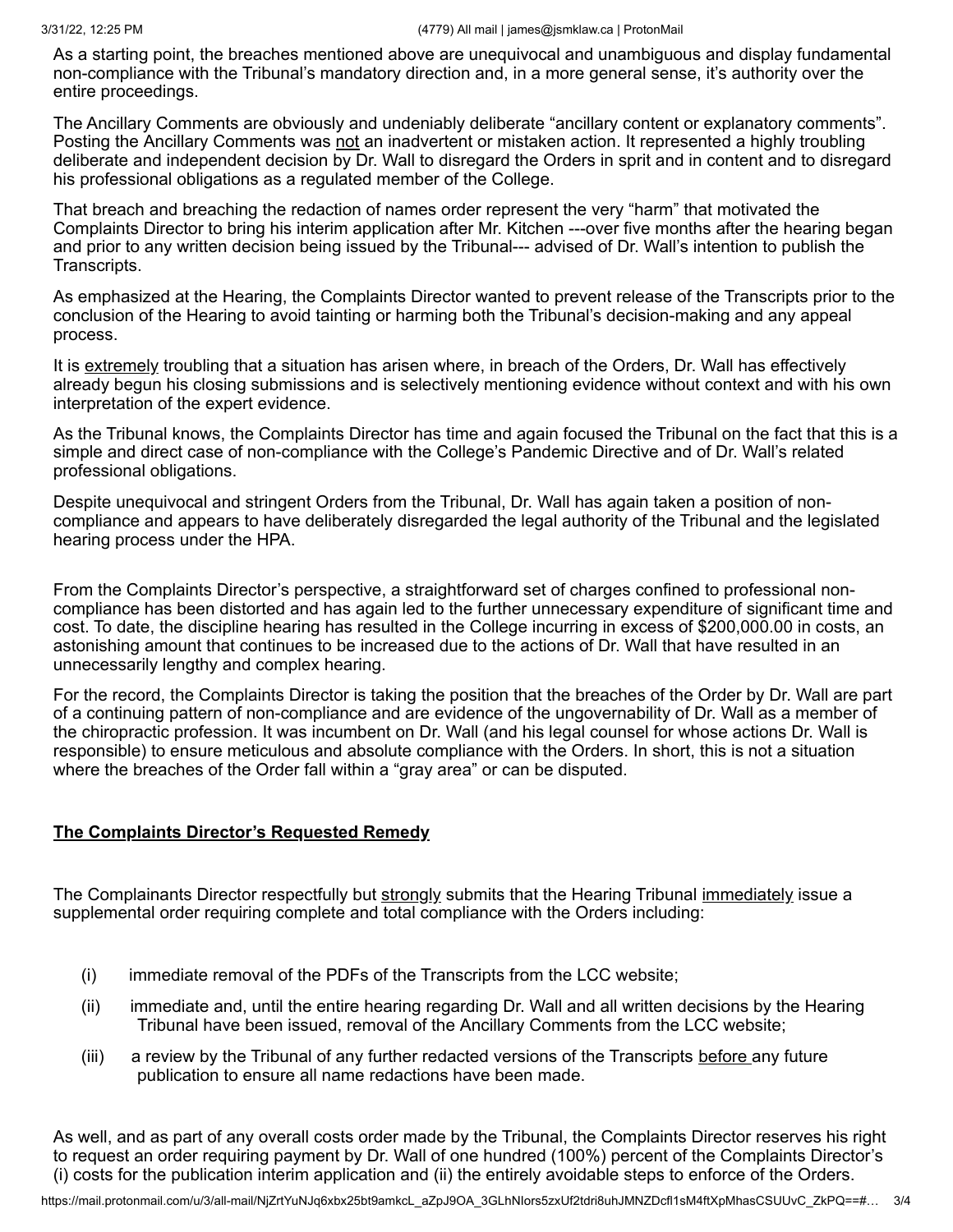As a starting point, the breaches mentioned above are unequivocal and unambiguous and display fundamental non-compliance with the Tribunal's mandatory direction and, in a more general sense, it's authority over the entire proceedings.

The Ancillary Comments are obviously and undeniably deliberate "ancillary content or explanatory comments". Posting the Ancillary Comments was not an inadvertent or mistaken action. It represented a highly troubling deliberate and independent decision by Dr. Wall to disregard the Orders in sprit and in content and to disregard his professional obligations as a regulated member of the College.

That breach and breaching the redaction of names order represent the very "harm" that motivated the Complaints Director to bring his interim application after Mr. Kitchen ---over five months after the hearing began and prior to any written decision being issued by the Tribunal--- advised of Dr. Wall's intention to publish the Transcripts.

As emphasized at the Hearing, the Complaints Director wanted to prevent release of the Transcripts prior to the conclusion of the Hearing to avoid tainting or harming both the Tribunal's decision-making and any appeal process.

It is extremely troubling that a situation has arisen where, in breach of the Orders, Dr. Wall has effectively already begun his closing submissions and is selectively mentioning evidence without context and with his own interpretation of the expert evidence.

As the Tribunal knows, the Complaints Director has time and again focused the Tribunal on the fact that this is a simple and direct case of non-compliance with the College's Pandemic Directive and of Dr. Wall's related professional obligations.

Despite unequivocal and stringent Orders from the Tribunal, Dr. Wall has again taken a position of non-compliance and appears to have deliberately disregarded the legal authority of the Tribunal and the legislated hearing process under the HPA.

From the Complaints Director's perspective, a straightforward set of charges confined to professional non-compliance has been distorted and has again led to the further unnecessary expenditure of significant time and cost. To date, the discipline hearing has resulted in the College incurring in excess of $200,000.00 in costs, an astonishing amount that continues to be increased due to the actions of Dr. Wall that have resulted in an unnecessarily lengthy and complex hearing.

For the record, the Complaints Director is taking the position that the breaches of the Order by Dr. Wall are part of a continuing pattern of non-compliance and are evidence of the ungovernability of Dr. Wall as a member of the chiropractic profession. It was incumbent on Dr. Wall (and his legal counsel for whose actions Dr. Wall is responsible) to ensure meticulous and absolute compliance with the Orders. In short, this is not a situation where the breaches of the Order fall within a "gray area" or can be disputed.

**The Complaints Director's Requested Remedy**

The Complainants Director respectfully but strongly submits that the Hearing Tribunal immediately issue a supplemental order requiring complete and total compliance with the Orders including:

(i) immediate removal of the PDFs of the Transcripts from the LCC website;

(ii) immediate and, until the entire hearing regarding Dr. Wall and all written decisions by the Hearing Tribunal have been issued, removal of the Ancillary Comments from the LCC website;

(iii) a review by the Tribunal of any further redacted versions of the Transcripts before any future publication to ensure all name redactions have been made.

As well, and as part of any overall costs order made by the Tribunal, the Complaints Director reserves his right to request an order requiring payment by Dr. Wall of one hundred (100%) percent of the Complaints Director's (i) costs for the publication interim application and (ii) the entirely avoidable steps to enforce of the Orders.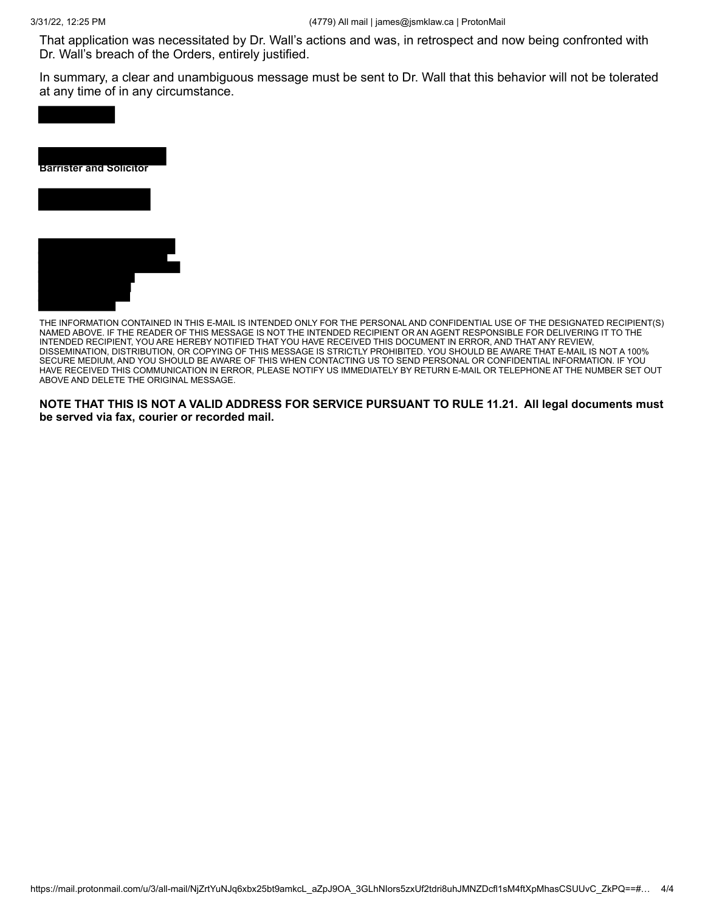That application was necessitated by Dr. Wall's actions and was, in retrospect and now being confronted with Dr. Wall's breach of the Orders, entirely justified.

In summary, a clear and unambiguous message must be sent to Dr. Wall that this behavior will not be tolerated at any time of in any circumstance.

**Barrister and Solicitor**

THE INFORMATION CONTAINED IN THIS E-MAIL IS INTENDED ONLY FOR THE PERSONAL AND CONFIDENTIAL USE OF THE DESIGNATED RECIPIENT(S) NAMED ABOVE. IF THE READER OF THIS MESSAGE IS NOT THE INTENDED RECIPIENT OR AN AGENT RESPONSIBLE FOR DELIVERING IT TO THE INTENDED RECIPIENT, YOU ARE HEREBY NOTIFIED THAT YOU HAVE RECEIVED THIS DOCUMENT IN ERROR, AND THAT ANY REVIEW, DISSEMINATION, DISTRIBUTION, OR COPYING OF THIS MESSAGE IS STRICTLY PROHIBITED. YOU SHOULD BE AWARE THAT E-MAIL IS NOT A 100% SECURE MEDIUM, AND YOU SHOULD BE AWARE OF THIS WHEN CONTACTING US TO SEND PERSONAL OR CONFIDENTIAL INFORMATION. IF YOU HAVE RECEIVED THIS COMMUNICATION IN ERROR, PLEASE NOTIFY US IMMEDIATELY BY RETURN E-MAIL OR TELEPHONE AT THE NUMBER SET OUT ABOVE AND DELETE THE ORIGINAL MESSAGE.

**NOTE THAT THIS IS NOT A VALID ADDRESS FOR SERVICE PURSUANT TO RULE 11.21. All legal documents must be served via fax, courier or recorded mail.**